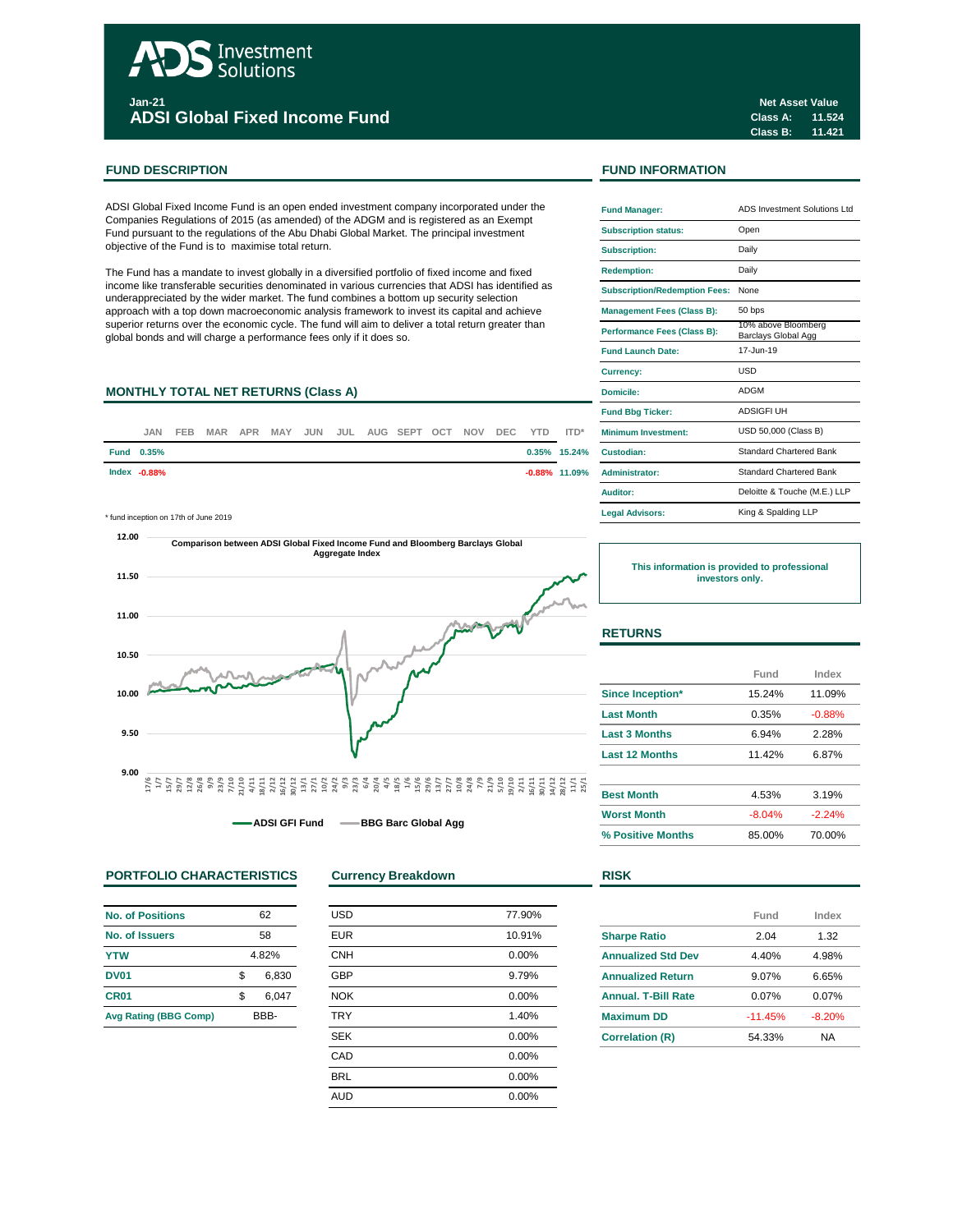ADS Investment Solutions

Jan-21

# ADSI Global Fixed Income Fund

**Net Asset Value**
**Class A: 11.524**
**Class B: 11.421**

## FUND DESCRIPTION

ADSI Global Fixed Income Fund is an open ended investment company incorporated under the Companies Regulations of 2015 (as amended) of the ADGM and is registered as an Exempt Fund pursuant to the regulations of the Abu Dhabi Global Market. The principal investment objective of the Fund is to maximise total return.

The Fund has a mandate to invest globally in a diversified portfolio of fixed income and fixed income like transferable securities denominated in various currencies that ADSI has identified as underappreciated by the wider market. The fund combines a bottom up security selection approach with a top down macroeconomic analysis framework to invest its capital and achieve superior returns over the economic cycle. The fund will aim to deliver a total return greater than global bonds and will charge a performance fees only if it does so.

## MONTHLY TOTAL NET RETURNS (Class A)

| | JAN | FEB | MAR | APR | MAY | JUN | JUL | AUG | SEPT | OCT | NOV | DEC | YTD | ITD* |
|---|---|---|---|---|---|---|---|---|---|---|---|---|---|---|
| Fund | 0.35% | | | | | | | | | | | | 0.35% | 15.24% |
| Index | -0.88% | | | | | | | | | | | | -0.88% | 11.09% |

\* fund inception on 17th of June 2019

**Comparison between ADSI Global Fixed Income Fund and Bloomberg Barclays Global Aggregate Index**

ADSI GFI Fund — BBG Barc Global Agg

## FUND INFORMATION

| | |
|---|---|
| **Fund Manager:** | ADS Investment Solutions Ltd |
| **Subscription status:** | Open |
| **Subscription:** | Daily |
| **Redemption:** | Daily |
| **Subscription/Redemption Fees:** | None |
| **Management Fees (Class B):** | 50 bps |
| **Performance Fees (Class B):** | 10% above Bloomberg Barclays Global Agg |
| **Fund Launch Date:** | 17-Jun-19 |
| **Currency:** | USD |
| **Domicile:** | ADGM |
| **Fund Bbg Ticker:** | ADSIGFI UH |
| **Minimum Investment:** | USD 50,000 (Class B) |
| **Custodian:** | Standard Chartered Bank |
| **Administrator:** | Standard Chartered Bank |
| **Auditor:** | Deloitte & Touche (M.E.) LLP |
| **Legal Advisors:** | King & Spalding LLP |

**This information is provided to professional investors only.**

## RETURNS

| | Fund | Index |
|---|---|---|
| **Since Inception*** | 15.24% | 11.09% |
| **Last Month** | 0.35% | -0.88% |
| **Last 3 Months** | 6.94% | 2.28% |
| **Last 12 Months** | 11.42% | 6.87% |
| | | |
| **Best Month** | 4.53% | 3.19% |
| **Worst Month** | -8.04% | -2.24% |
| **% Positive Months** | 85.00% | 70.00% |

## PORTFOLIO CHARACTERISTICS

| | |
|---|---|
| **No. of Positions** | 62 |
| **No. of Issuers** | 58 |
| **YTW** | 4.82% |
| **DV01** | $ 6,830 |
| **CR01** | $ 6,047 |
| **Avg Rating (BBG Comp)** | BBB- |

## Currency Breakdown

| | |
|---|---|
| USD | 77.90% |
| EUR | 10.91% |
| CNH | 0.00% |
| GBP | 9.79% |
| NOK | 0.00% |
| TRY | 1.40% |
| SEK | 0.00% |
| CAD | 0.00% |
| BRL | 0.00% |
| AUD | 0.00% |

## RISK

| | Fund | Index |
|---|---|---|
| **Sharpe Ratio** | 2.04 | 1.32 |
| **Annualized Std Dev** | 4.40% | 4.98% |
| **Annualized Return** | 9.07% | 6.65% |
| **Annual. T-Bill Rate** | 0.07% | 0.07% |
| **Maximum DD** | -11.45% | -8.20% |
| **Correlation (R)** | 54.33% | NA |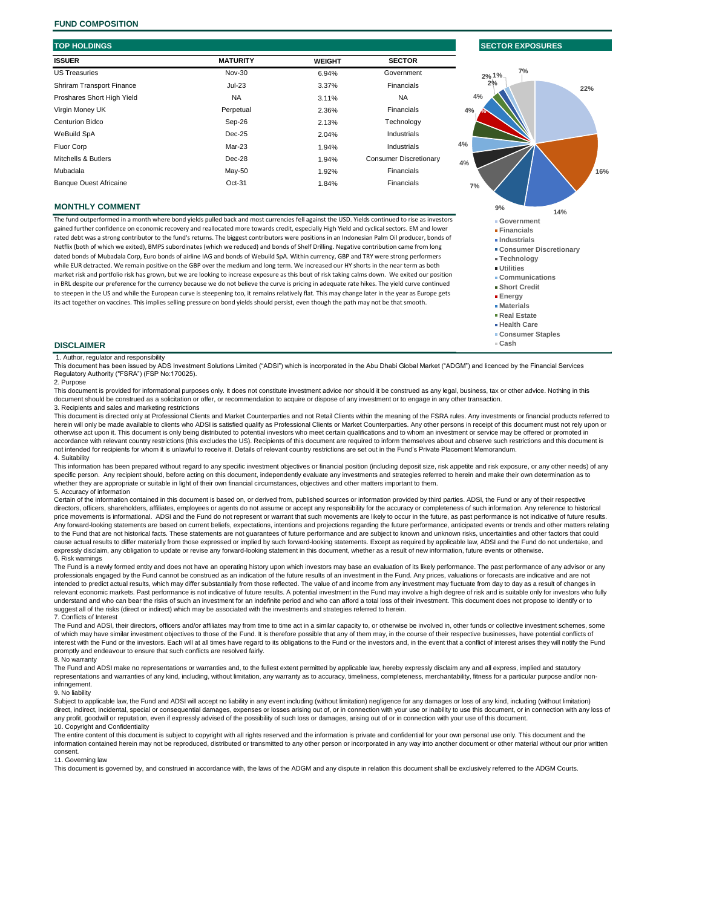## FUND COMPOSITION

### TOP HOLDINGS

| ISSUER | MATURITY | WEIGHT | SECTOR |
|---|---|---|---|
| US Treasuries | Nov-30 | 6.94% | Government |
| Shriram Transport Finance | Jul-23 | 3.37% | Financials |
| Proshares Short High Yield | NA | 3.11% | NA |
| Virgin Money UK | Perpetual | 2.36% | Financials |
| Centurion Bidco | Sep-26 | 2.13% | Technology |
| WeBuild SpA | Dec-25 | 2.04% | Industrials |
| Fluor Corp | Mar-23 | 1.94% | Industrials |
| Mitchells & Butlers | Dec-28 | 1.94% | Consumer Discretionary |
| Mubadala | May-50 | 1.92% | Financials |
| Banque Ouest Africaine | Oct-31 | 1.84% | Financials |

### SECTOR EXPOSURES

22%
16%
14%
9%
7%
4%
4%
4%
4%
2%
1%
2%
7%

- Government
- Financials
- Industrials
- Consumer Discretionary
- Technology
- Utilities
- Communications
- Short Credit
- Energy
- Materials
- Real Estate
- Health Care
- Consumer Staples
- Cash

### MONTHLY COMMENT

The fund outperformed in a month where bond yields pulled back and most currencies fell against the USD. Yields continued to rise as investors gained further confidence on economic recovery and reallocated more towards credit, especially High Yield and cyclical sectors. EM and lower rated debt was a strong contributor to the fund's returns. The biggest contributors were positions in an Indonesian Palm Oil producer, bonds of Netflix (both of which we exited), BMPS subordinates (which we reduced) and bonds of Shelf Drilling. Negative contribution came from long dated bonds of Mubadala Corp, Euro bonds of airline IAG and bonds of Webuild SpA. Within currency, GBP and TRY were strong performers while EUR detracted. We remain positive on the GBP over the medium and long term. We increased our HY shorts in the near term as both market risk and portfolio risk has grown, but we are looking to increase exposure as this bout of risk taking calms down. We exited our position in BRL despite our preference for the currency because we do not believe the curve is pricing in adequate rate hikes. The yield curve continued to steepen in the US and while the European curve is steepening too, it remains relatively flat. This may change later in the year as Europe gets its act together on vaccines. This implies selling pressure on bond yields should persist, even though the path may not be that smooth.

## DISCLAIMER

1. Author, regulator and responsibility

This document has been issued by ADS Investment Solutions Limited ("ADSI") which is incorporated in the Abu Dhabi Global Market ("ADGM") and licenced by the Financial Services Regulatory Authority ("FSRA") (FSP No:170025).

2. Purpose

This document is provided for informational purposes only. It does not constitute investment advice nor should it be construed as any legal, business, tax or other advice. Nothing in this document should be construed as a solicitation or offer, or recommendation to acquire or dispose of any investment or to engage in any other transaction.

3. Recipients and sales and marketing restrictions

This document is directed only at Professional Clients and Market Counterparties and not Retail Clients within the meaning of the FSRA rules. Any investments or financial products referred to herein will only be made available to clients who ADSI is satisfied qualify as Professional Clients or Market Counterparties. Any other persons in receipt of this document must not rely upon or otherwise act upon it. This document is only being distributed to potential investors who meet certain qualifications and to whom an investment or service may be offered or promoted in accordance with relevant country restrictions (this excludes the US). Recipients of this document are required to inform themselves about and observe such restrictions and this document is not intended for recipients for whom it is unlawful to receive it. Details of relevant country restrictions are set out in the Fund's Private Placement Memorandum.

4. Suitability

This information has been prepared without regard to any specific investment objectives or financial position (including deposit size, risk appetite and risk exposure, or any other needs) of any specific person. Any recipient should, before acting on this document, independently evaluate any investments and strategies referred to herein and make their own determination as to whether they are appropriate or suitable in light of their own financial circumstances, objectives and other matters important to them.

5. Accuracy of information

Certain of the information contained in this document is based on, or derived from, published sources or information provided by third parties. ADSI, the Fund or any of their respective directors, officers, shareholders, affiliates, employees or agents do not assume or accept any responsibility for the accuracy or completeness of such information. Any reference to historical price movements is informational. ADSI and the Fund do not represent or warrant that such movements are likely to occur in the future, as past performance is not indicative of future results. Any forward-looking statements are based on current beliefs, expectations, intentions and projections regarding the future performance, anticipated events or trends and other matters relating to the Fund that are not historical facts. These statements are not guarantees of future performance and are subject to known and unknown risks, uncertainties and other factors that could cause actual results to differ materially from those expressed or implied by such forward-looking statements. Except as required by applicable law, ADSI and the Fund do not undertake, and expressly disclaim, any obligation to update or revise any forward-looking statement in this document, whether as a result of new information, future events or otherwise.

6. Risk warnings

The Fund is a newly formed entity and does not have an operating history upon which investors may base an evaluation of its likely performance. The past performance of any advisor or any professionals engaged by the Fund cannot be construed as an indication of the future results of an investment in the Fund. Any prices, valuations or forecasts are indicative and are not intended to predict actual results, which may differ substantially from those reflected. The value of and income from any investment may fluctuate from day to day as a result of changes in relevant economic markets. Past performance is not indicative of future results. A potential investment in the Fund may involve a high degree of risk and is suitable only for investors who fully understand and who can bear the risks of such an investment for an indefinite period and who can afford a total loss of their investment. This document does not propose to identify or to suggest all of the risks (direct or indirect) which may be associated with the investments and strategies referred to herein.

7. Conflicts of Interest

The Fund and ADSI, their directors, officers and/or affiliates may from time to time act in a similar capacity to, or otherwise be involved in, other funds or collective investment schemes, some of which may have similar investment objectives to those of the Fund. It is therefore possible that any of them may, in the course of their respective businesses, have potential conflicts of interest with the Fund or the investors. Each will at all times have regard to its obligations to the Fund or the investors and, in the event that a conflict of interest arises they will notify the Fund promptly and endeavour to ensure that such conflicts are resolved fairly.

8. No warranty

The Fund and ADSI make no representations or warranties and, to the fullest extent permitted by applicable law, hereby expressly disclaim any and all express, implied and statutory representations and warranties of any kind, including, without limitation, any warranty as to accuracy, timeliness, completeness, merchantability, fitness for a particular purpose and/or non-infringement.

9. No liability

Subject to applicable law, the Fund and ADSI will accept no liability in any event including (without limitation) negligence for any damages or loss of any kind, including (without limitation) direct, indirect, incidental, special or consequential damages, expenses or losses arising out of, or in connection with your use or inability to use this document, or in connection with any loss of any profit, goodwill or reputation, even if expressly advised of the possibility of such loss or damages, arising out of or in connection with your use of this document.

10. Copyright and Confidentiality

The entire content of this document is subject to copyright with all rights reserved and the information is private and confidential for your own personal use only. This document and the information contained herein may not be reproduced, distributed or transmitted to any other person or incorporated in any way into another document or other material without our prior written consent.

11. Governing law

This document is governed by, and construed in accordance with, the laws of the ADGM and any dispute in relation this document shall be exclusively referred to the ADGM Courts.